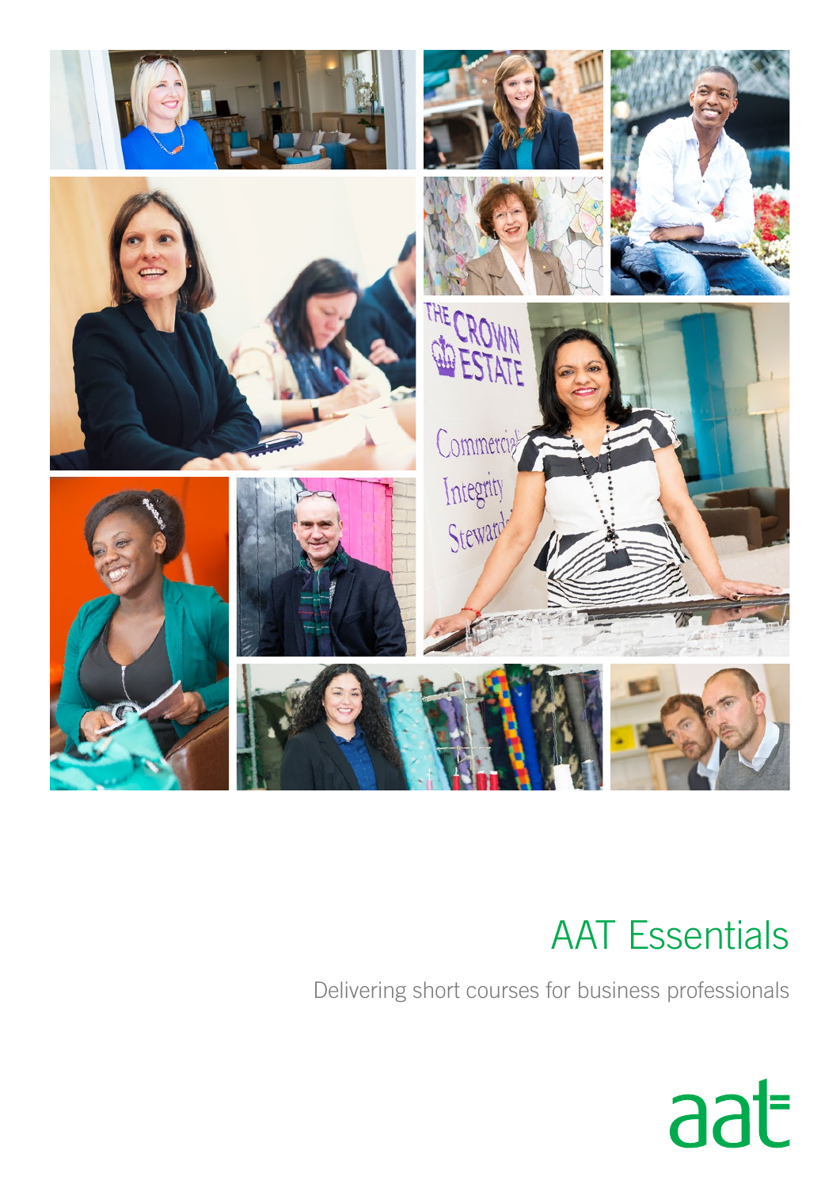# AAT Essentials

Delivering short courses for business professionals

aat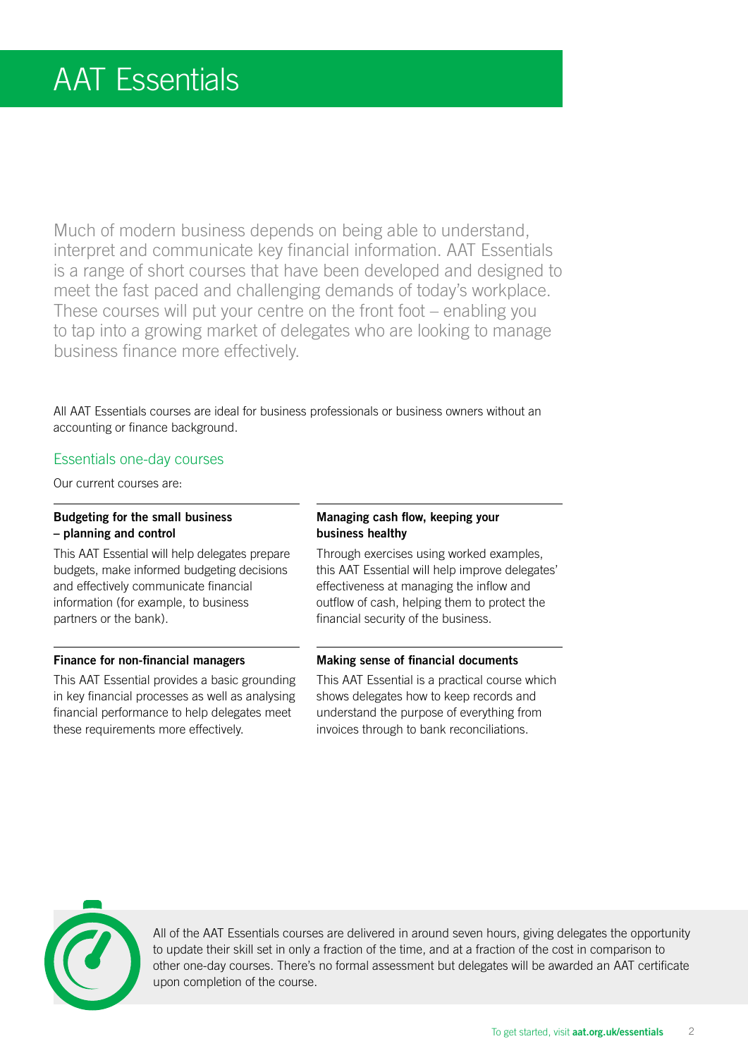# AAT Essentials

Much of modern business depends on being able to understand, interpret and communicate key financial information. AAT Essentials is a range of short courses that have been developed and designed to meet the fast paced and challenging demands of today's workplace. These courses will put your centre on the front foot – enabling you to tap into a growing market of delegates who are looking to manage business finance more effectively.

All AAT Essentials courses are ideal for business professionals or business owners without an accounting or finance background.

## Essentials one-day courses

Our current courses are:

**Budgeting for the small business – planning and control**

This AAT Essential will help delegates prepare budgets, make informed budgeting decisions and effectively communicate financial information (for example, to business partners or the bank).

**Managing cash flow, keeping your business healthy**

Through exercises using worked examples, this AAT Essential will help improve delegates' effectiveness at managing the inflow and outflow of cash, helping them to protect the financial security of the business.

**Finance for non-financial managers**

This AAT Essential provides a basic grounding in key financial processes as well as analysing financial performance to help delegates meet these requirements more effectively.

**Making sense of financial documents**

This AAT Essential is a practical course which shows delegates how to keep records and understand the purpose of everything from invoices through to bank reconciliations.

All of the AAT Essentials courses are delivered in around seven hours, giving delegates the opportunity to update their skill set in only a fraction of the time, and at a fraction of the cost in comparison to other one-day courses. There's no formal assessment but delegates will be awarded an AAT certificate upon completion of the course.

To get started, visit **aat.org.uk/essentials**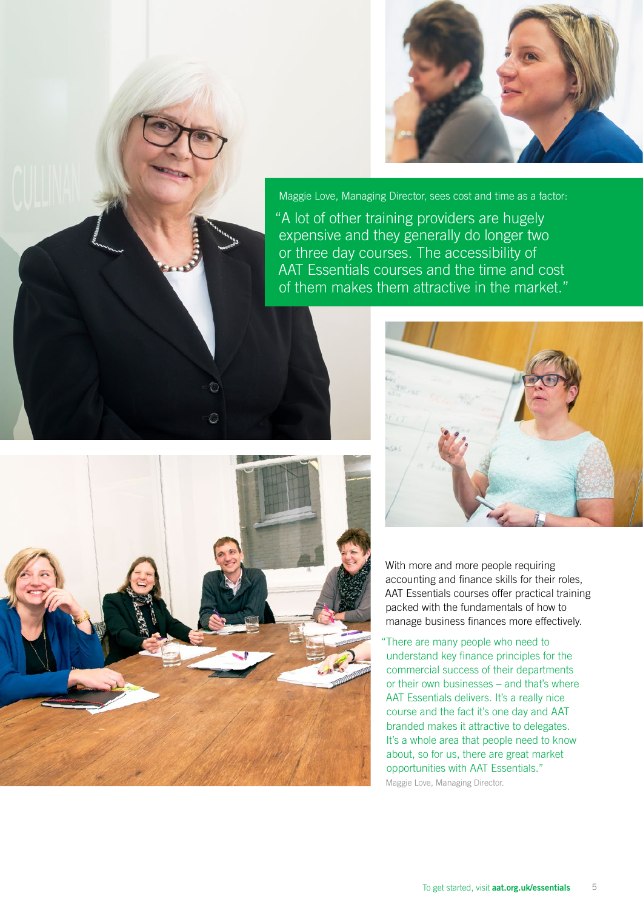Maggie Love, Managing Director, sees cost and time as a factor:

"A lot of other training providers are hugely expensive and they generally do longer two or three day courses. The accessibility of AAT Essentials courses and the time and cost of them makes them attractive in the market."

With more and more people requiring accounting and finance skills for their roles, AAT Essentials courses offer practical training packed with the fundamentals of how to manage business finances more effectively.

"There are many people who need to understand key finance principles for the commercial success of their departments or their own businesses – and that's where AAT Essentials delivers. It's a really nice course and the fact it's one day and AAT branded makes it attractive to delegates. It's a whole area that people need to know about, so for us, there are great market opportunities with AAT Essentials."

Maggie Love, Managing Director.

To get started, visit **aat.org.uk/essentials**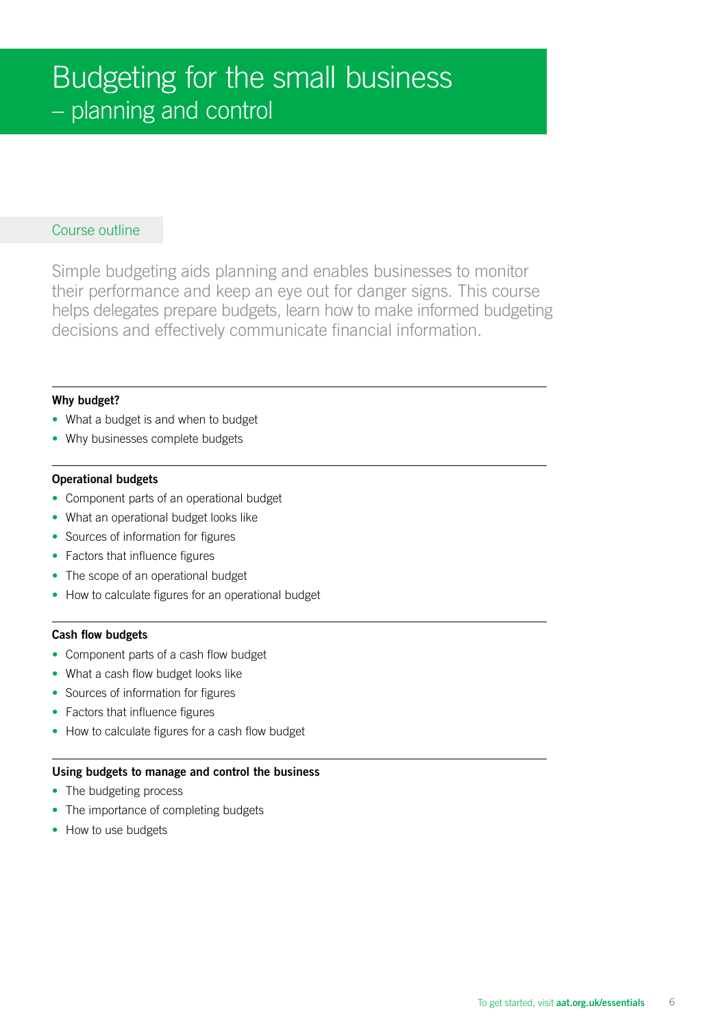# Budgeting for the small business – planning and control

## Course outline

Simple budgeting aids planning and enables businesses to monitor their performance and keep an eye out for danger signs. This course helps delegates prepare budgets, learn how to make informed budgeting decisions and effectively communicate financial information.

### Why budget?

- What a budget is and when to budget
- Why businesses complete budgets

### Operational budgets

- Component parts of an operational budget
- What an operational budget looks like
- Sources of information for figures
- Factors that influence figures
- The scope of an operational budget
- How to calculate figures for an operational budget

### Cash flow budgets

- Component parts of a cash flow budget
- What a cash flow budget looks like
- Sources of information for figures
- Factors that influence figures
- How to calculate figures for a cash flow budget

### Using budgets to manage and control the business

- The budgeting process
- The importance of completing budgets
- How to use budgets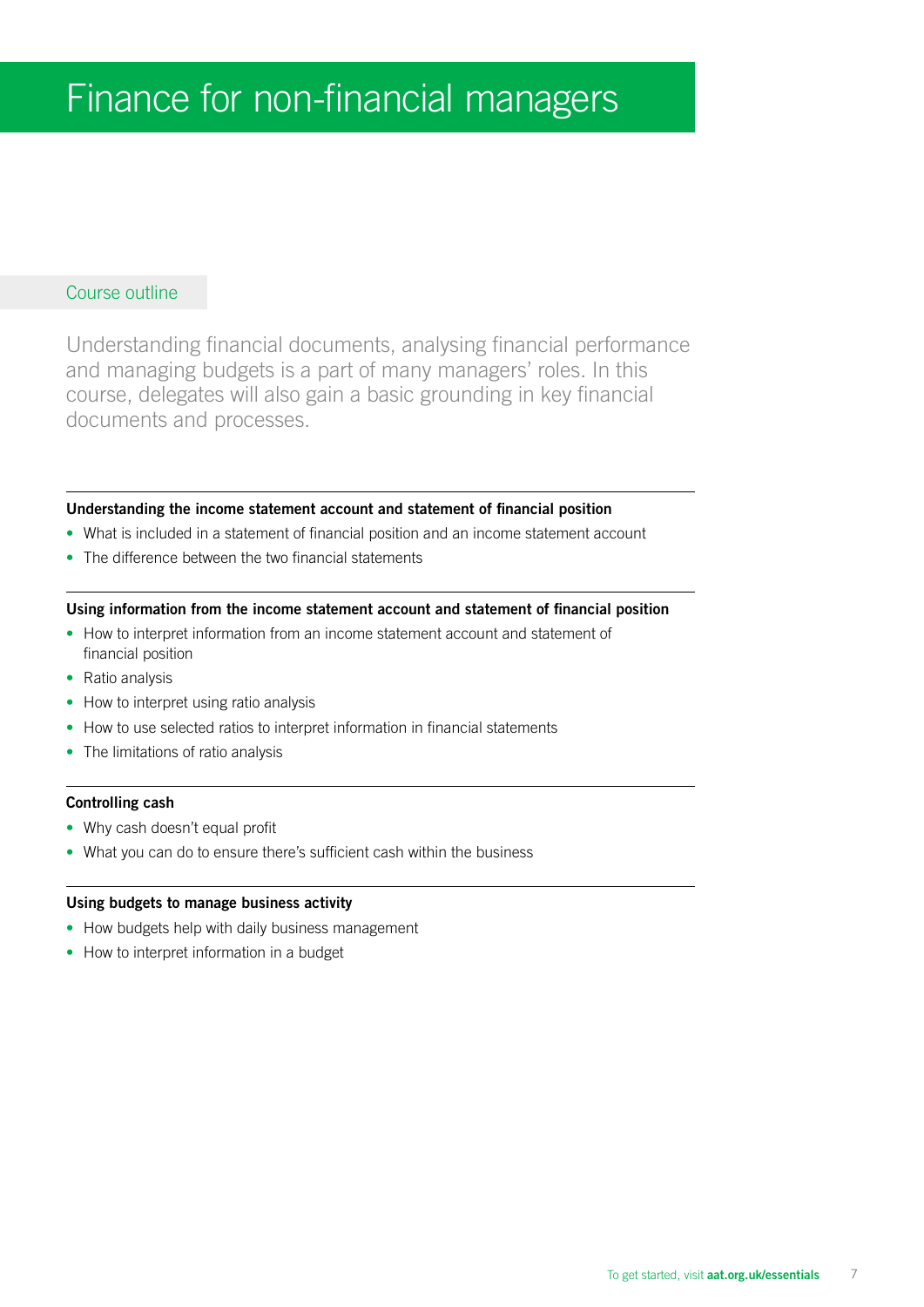# Finance for non-financial managers

## Course outline

Understanding financial documents, analysing financial performance and managing budgets is a part of many managers' roles. In this course, delegates will also gain a basic grounding in key financial documents and processes.

**Understanding the income statement account and statement of financial position**

- What is included in a statement of financial position and an income statement account
- The difference between the two financial statements

**Using information from the income statement account and statement of financial position**

- How to interpret information from an income statement account and statement of financial position
- Ratio analysis
- How to interpret using ratio analysis
- How to use selected ratios to interpret information in financial statements
- The limitations of ratio analysis

**Controlling cash**

- Why cash doesn't equal profit
- What you can do to ensure there's sufficient cash within the business

**Using budgets to manage business activity**

- How budgets help with daily business management
- How to interpret information in a budget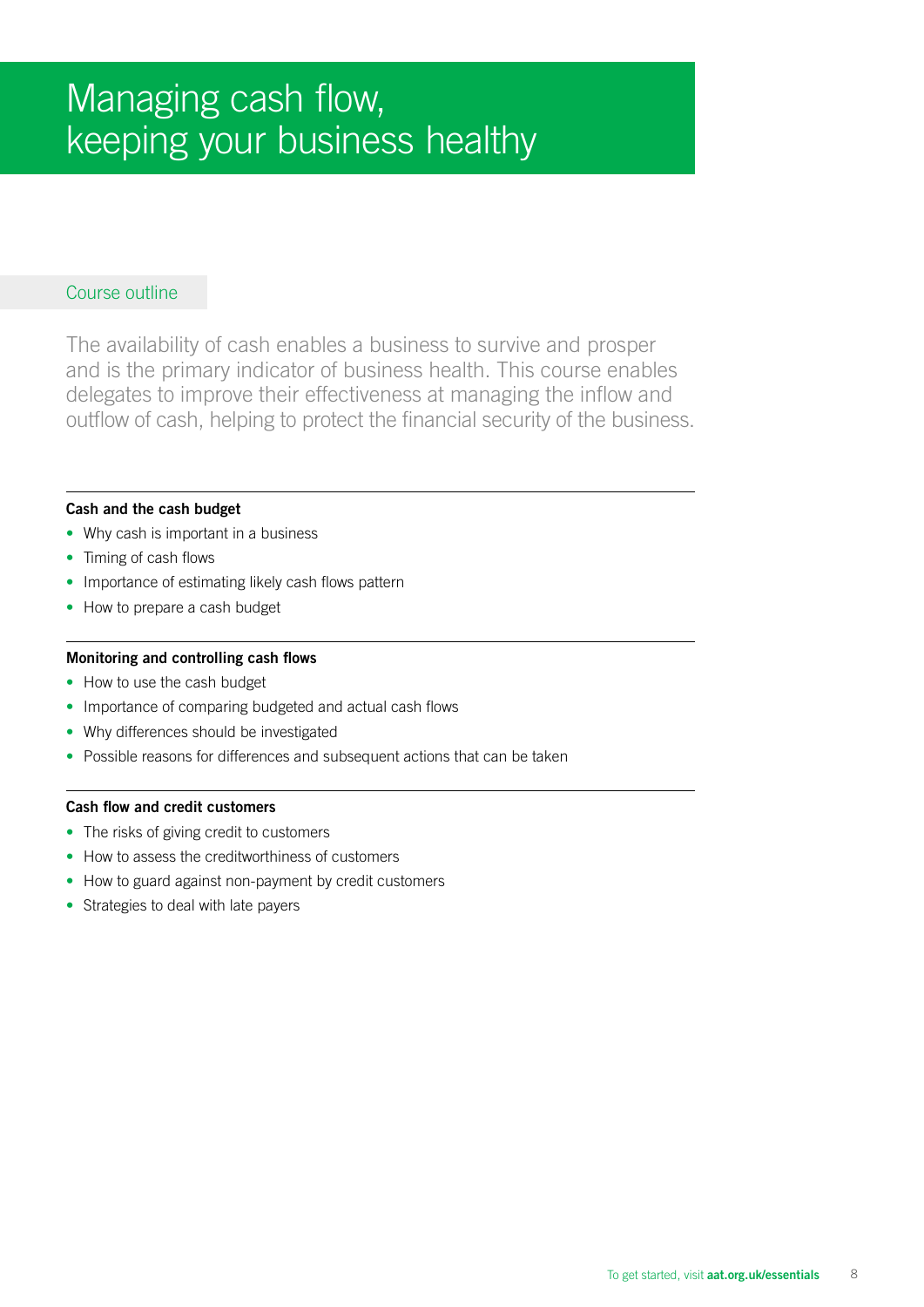# Managing cash flow, keeping your business healthy

## Course outline

The availability of cash enables a business to survive and prosper and is the primary indicator of business health. This course enables delegates to improve their effectiveness at managing the inflow and outflow of cash, helping to protect the financial security of the business.

### Cash and the cash budget

- Why cash is important in a business
- Timing of cash flows
- Importance of estimating likely cash flows pattern
- How to prepare a cash budget

### Monitoring and controlling cash flows

- How to use the cash budget
- Importance of comparing budgeted and actual cash flows
- Why differences should be investigated
- Possible reasons for differences and subsequent actions that can be taken

### Cash flow and credit customers

- The risks of giving credit to customers
- How to assess the creditworthiness of customers
- How to guard against non-payment by credit customers
- Strategies to deal with late payers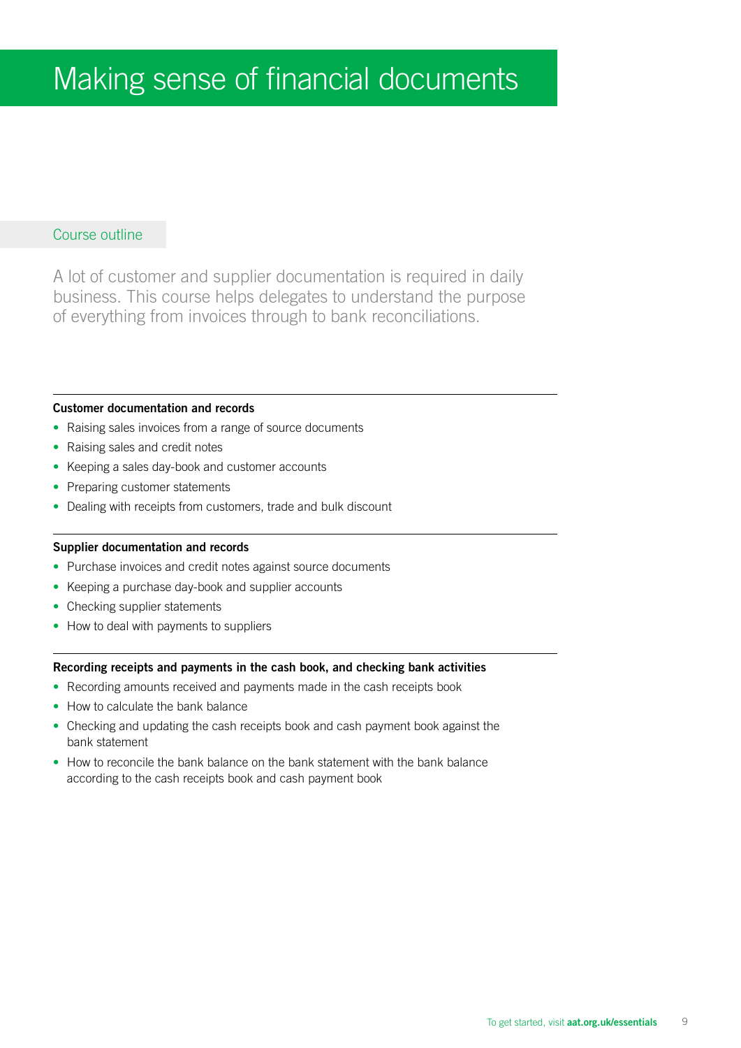# Making sense of financial documents

## Course outline

A lot of customer and supplier documentation is required in daily business. This course helps delegates to understand the purpose of everything from invoices through to bank reconciliations.

**Customer documentation and records**

- Raising sales invoices from a range of source documents
- Raising sales and credit notes
- Keeping a sales day-book and customer accounts
- Preparing customer statements
- Dealing with receipts from customers, trade and bulk discount

**Supplier documentation and records**

- Purchase invoices and credit notes against source documents
- Keeping a purchase day-book and supplier accounts
- Checking supplier statements
- How to deal with payments to suppliers

**Recording receipts and payments in the cash book, and checking bank activities**

- Recording amounts received and payments made in the cash receipts book
- How to calculate the bank balance
- Checking and updating the cash receipts book and cash payment book against the bank statement
- How to reconcile the bank balance on the bank statement with the bank balance according to the cash receipts book and cash payment book

To get started, visit **aat.org.uk/essentials**